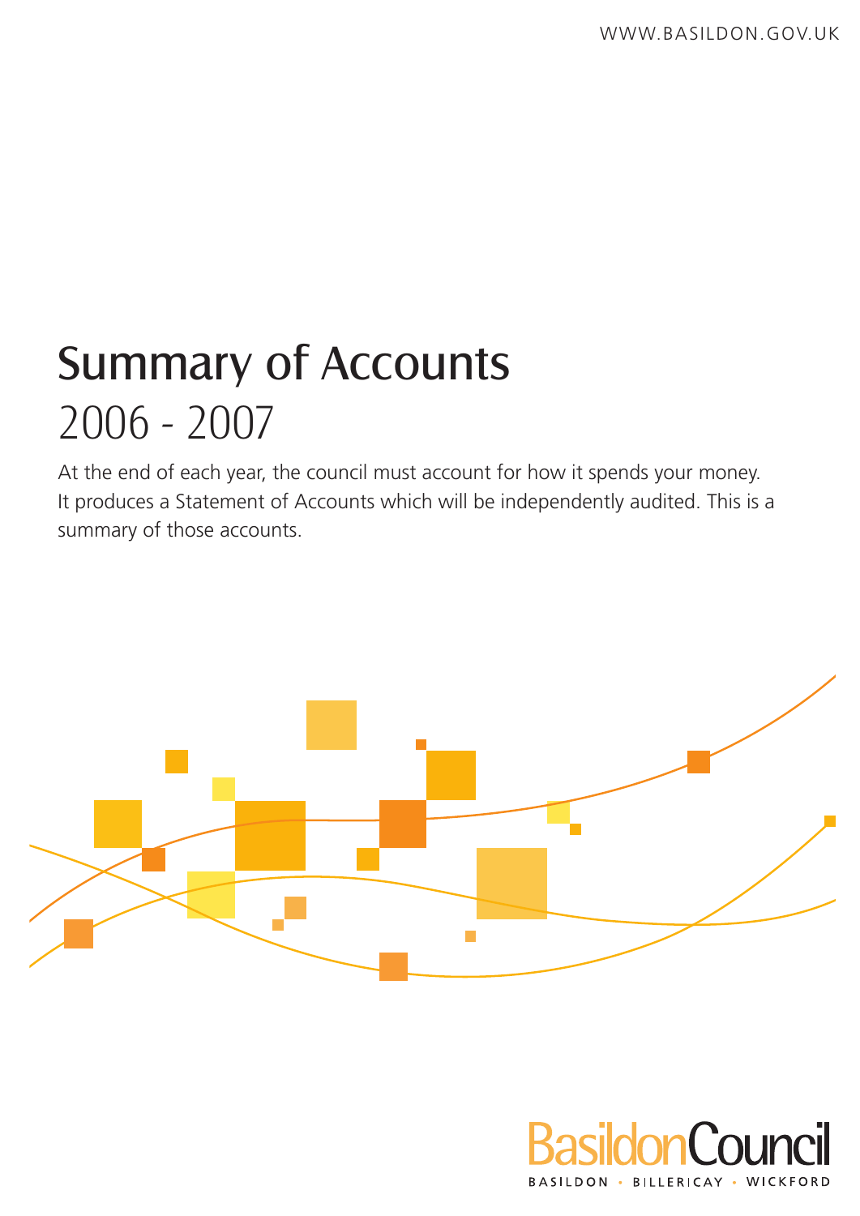WWW.BASILDON.GOV.UK

# Summary of Accounts

## 2006 - 2007

At the end of each year, the council must account for how it spends your money. It produces a Statement of Accounts which will be independently audited. This is a summary of those accounts.

BasildonCouncil

BASILDON • BILLERICAY • WICKFORD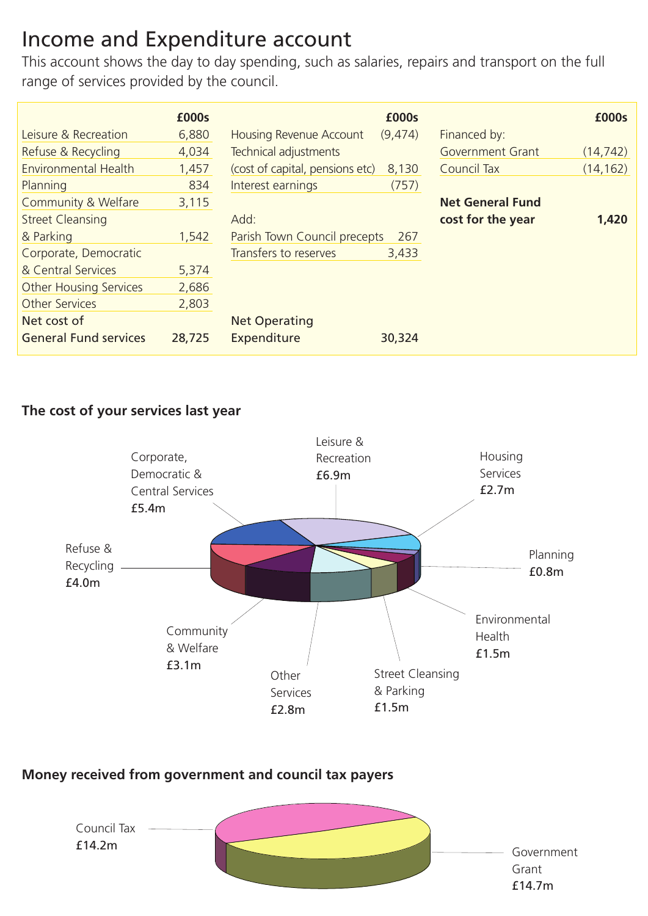# Income and Expenditure account

This account shows the day to day spending, such as salaries, repairs and transport on the full range of services provided by the council.

| | £000s |
|---|---|
| Leisure & Recreation | 6,880 |
| Refuse & Recycling | 4,034 |
| Environmental Health | 1,457 |
| Planning | 834 |
| Community & Welfare | 3,115 |
| Street Cleansing & Parking | 1,542 |
| Corporate, Democratic & Central Services | 5,374 |
| Other Housing Services | 2,686 |
| Other Services | 2,803 |
| **Net cost of General Fund services** | **28,725** |

| | £000s |
|---|---|
| Housing Revenue Account | (9,474) |
| Technical adjustments (cost of capital, pensions etc) | 8,130 |
| Interest earnings | (757) |
| Add: | |
| Parish Town Council precepts | 267 |
| Transfers to reserves | 3,433 |
| **Net Operating Expenditure** | **30,324** |

| | £000s |
|---|---|
| Financed by: | |
| Government Grant | (14,742) |
| Council Tax | (14,162) |
| **Net General Fund cost for the year** | **1,420** |

## The cost of your services last year

- Leisure & Recreation £6.9m
- Housing Services £2.7m
- Planning £0.8m
- Environmental Health £1.5m
- Street Cleansing & Parking £1.5m
- Other Services £2.8m
- Community & Welfare £3.1m
- Refuse & Recycling £4.0m
- Corporate, Democratic & Central Services £5.4m

## Money received from government and council tax payers

- Council Tax £14.2m
- Government Grant £14.7m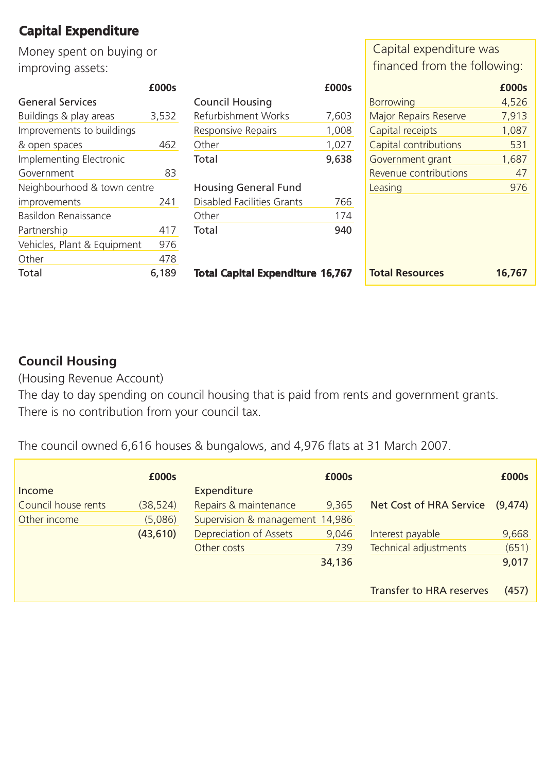## Capital Expenditure

Money spent on buying or improving assets:

| General Services | £000s |
|---|---|
| Buildings & play areas | 3,532 |
| Improvements to buildings & open spaces | 462 |
| Implementing Electronic Government | 83 |
| Neighbourhood & town centre improvements | 241 |
| Basildon Renaissance Partnership | 417 |
| Vehicles, Plant & Equipment | 976 |
| Other | 478 |
| Total | 6,189 |

| Council Housing | £000s |
|---|---|
| Refurbishment Works | 7,603 |
| Responsive Repairs | 1,008 |
| Other | 1,027 |
| **Total** | **9,638** |
| **Housing General Fund** | |
| Disabled Facilities Grants | 766 |
| Other | 174 |
| **Total** | **940** |
| **Total Capital Expenditure** | **16,767** |

Capital expenditure was financed from the following:

| | £000s |
|---|---|
| Borrowing | 4,526 |
| Major Repairs Reserve | 7,913 |
| Capital receipts | 1,087 |
| Capital contributions | 531 |
| Government grant | 1,687 |
| Revenue contributions | 47 |
| Leasing | 976 |
| **Total Resources** | **16,767** |

## Council Housing

(Housing Revenue Account)

The day to day spending on council housing that is paid from rents and government grants. There is no contribution from your council tax.

The council owned 6,616 houses & bungalows, and 4,976 flats at 31 March 2007.

| Income | £000s |
|---|---|
| Council house rents | (38,524) |
| Other income | (5,086) |
| | **(43,610)** |

| Expenditure | £000s |
|---|---|
| Repairs & maintenance | 9,365 |
| Supervision & management | 14,986 |
| Depreciation of Assets | 9,046 |
| Other costs | 739 |
| | **34,136** |

| | £000s |
|---|---|
| **Net Cost of HRA Service** | **(9,474)** |
| Interest payable | 9,668 |
| Technical adjustments | (651) |
| | **9,017** |
| **Transfer to HRA reserves** | **(457)** |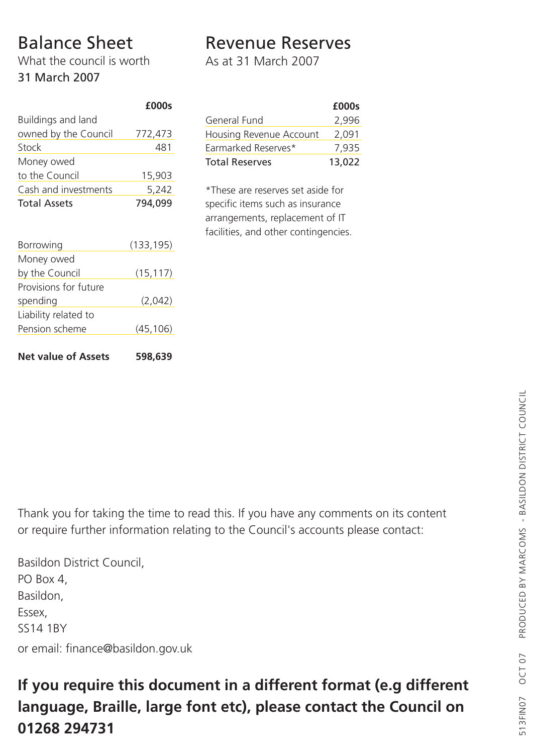# Balance Sheet

What the council is worth

31 March 2007

| | £000s |
|---|---|
| Buildings and land owned by the Council | 772,473 |
| Stock | 481 |
| Money owed to the Council | 15,903 |
| Cash and investments | 5,242 |
| Total Assets | 794,099 |
| | |
| Borrowing | (133,195) |
| Money owed by the Council | (15,117) |
| Provisions for future spending | (2,042) |
| Liability related to Pension scheme | (45,106) |
| | |
| **Net value of Assets** | **598,639** |

# Revenue Reserves

As at 31 March 2007

| | £000s |
|---|---|
| General Fund | 2,996 |
| Housing Revenue Account | 2,091 |
| Earmarked Reserves* | 7,935 |
| Total Reserves | 13,022 |

*These are reserves set aside for specific items such as insurance arrangements, replacement of IT facilities, and other contingencies.

Thank you for taking the time to read this. If you have any comments on its content or require further information relating to the Council's accounts please contact:

Basildon District Council,
PO Box 4,
Basildon,
Essex,
SS14 1BY

or email: finance@basildon.gov.uk

**If you require this document in a different format (e.g different language, Braille, large font etc), please contact the Council on 01268 294731**

513FIN07 OCT 07 PRODUCED BY MARCOMS - BASILDON DISTRICT COUNCIL